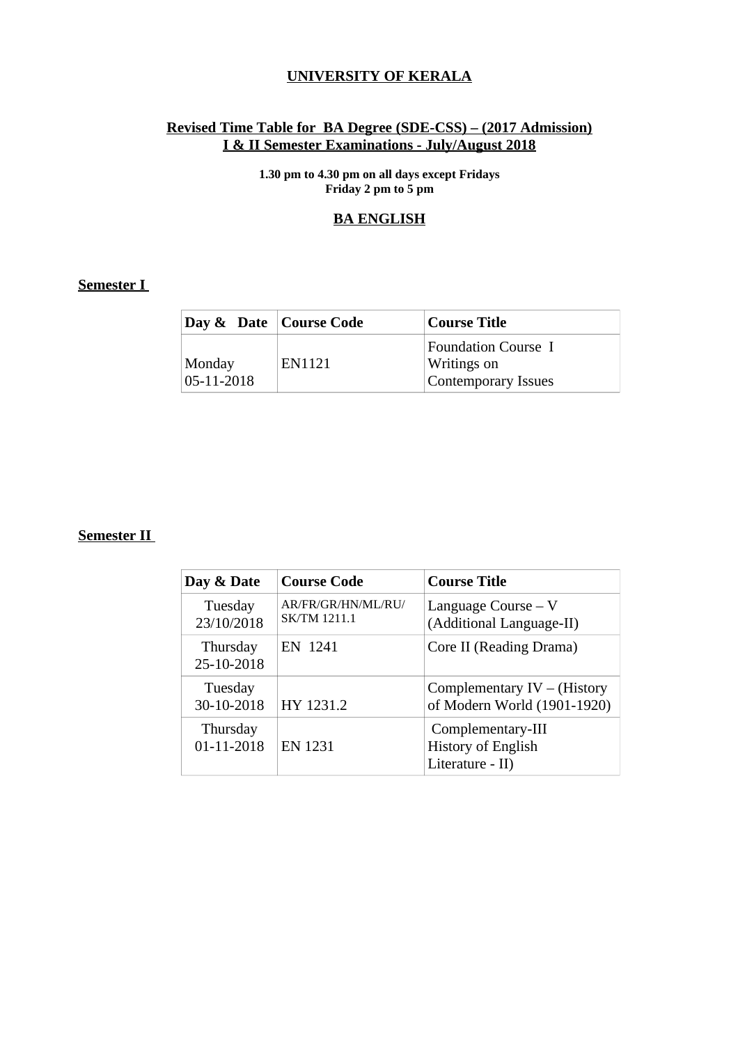# UNIVERSITY OF KERALA

## Revised Time Table for BA Degree (SDE-CSS) – (2017 Admission)
## I & II Semester Examinations - July/August 2018

**1.30 pm to 4.30 pm on all days except Fridays**
**Friday 2 pm to 5 pm**

## BA ENGLISH

**Semester I**

| Day & Date | Course Code | Course Title |
|---|---|---|
| Monday 05-11-2018 | EN1121 | Foundation Course I Writings on Contemporary Issues |

**Semester II**

| Day & Date | Course Code | Course Title |
|---|---|---|
| Tuesday 23/10/2018 | AR/FR/GR/HN/ML/RU/ SK/TM 1211.1 | Language Course – V (Additional Language-II) |
| Thursday 25-10-2018 | EN 1241 | Core II (Reading Drama) |
| Tuesday 30-10-2018 | HY 1231.2 | Complementary IV – (History of Modern World (1901-1920) |
| Thursday 01-11-2018 | EN 1231 | Complementary-III History of English Literature - II) |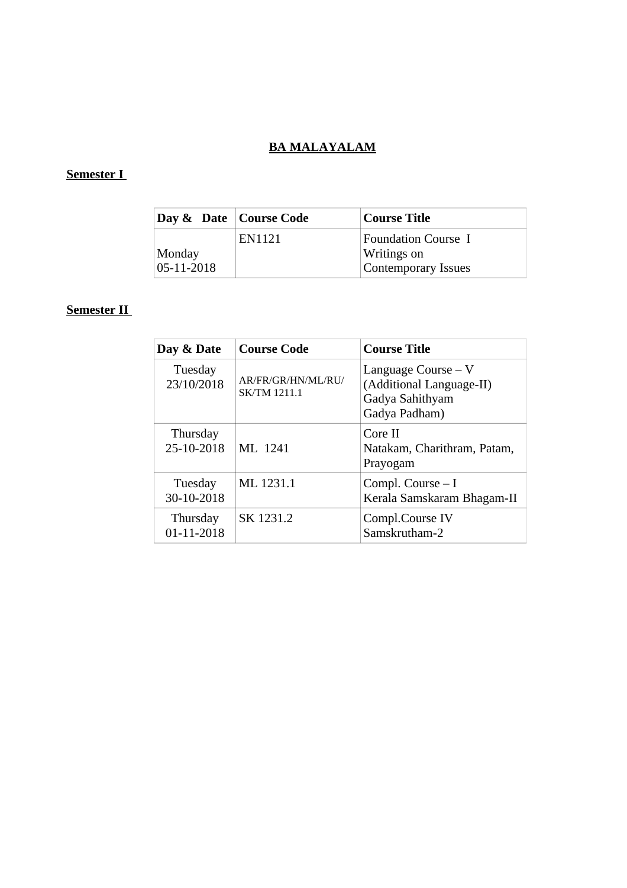# BA MALAYALAM

## Semester I

| Day & Date | Course Code | Course Title |
|---|---|---|
| Monday 05-11-2018 | EN1121 | Foundation Course I Writings on Contemporary Issues |

## Semester II

| Day & Date | Course Code | Course Title |
|---|---|---|
| Tuesday 23/10/2018 | AR/FR/GR/HN/ML/RU/ SK/TM 1211.1 | Language Course – V (Additional Language-II) Gadya Sahithyam Gadya Padham) |
| Thursday 25-10-2018 | ML 1241 | Core II Natakam, Charithram, Patam, Prayogam |
| Tuesday 30-10-2018 | ML 1231.1 | Compl. Course – I Kerala Samskaram Bhagam-II |
| Thursday 01-11-2018 | SK 1231.2 | Compl.Course IV Samskrutham-2 |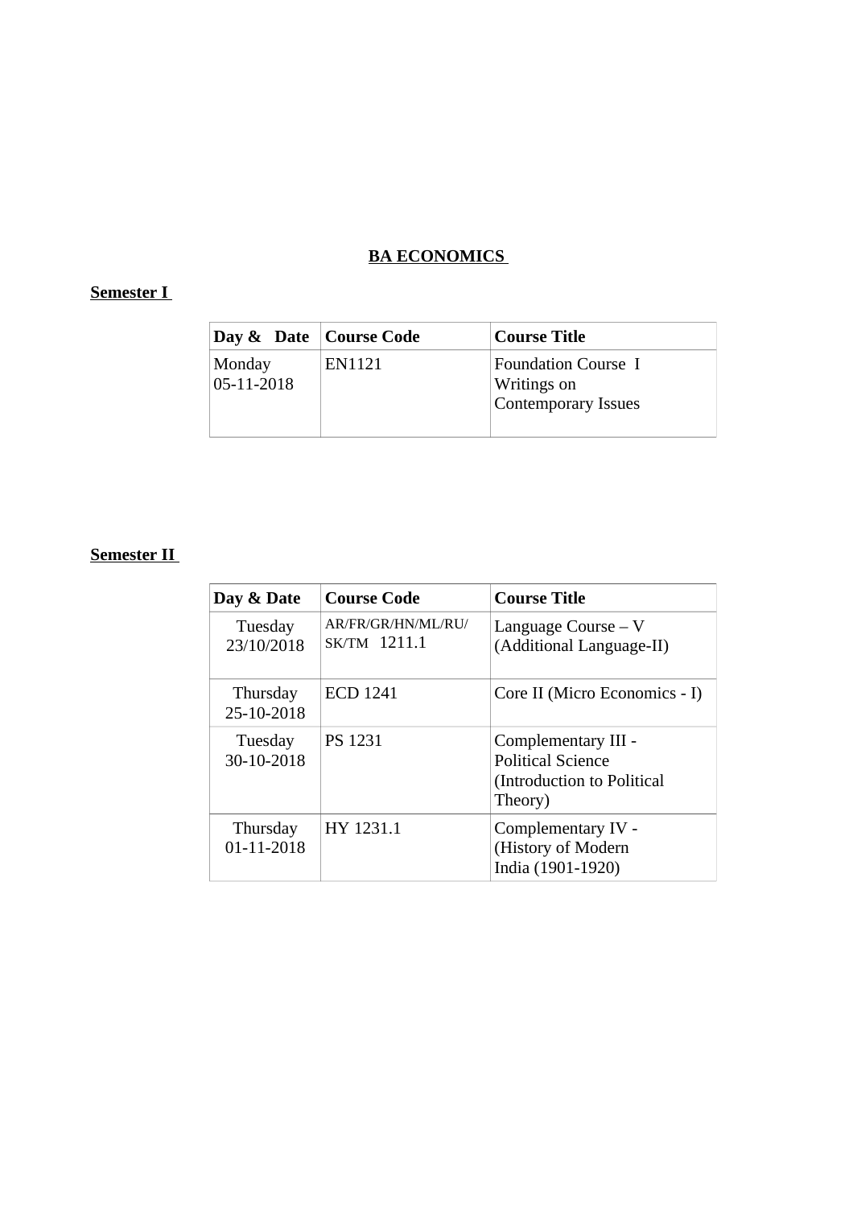## BA ECONOMICS

**Semester I**

| Day & Date | Course Code | Course Title |
| --- | --- | --- |
| Monday 05-11-2018 | EN1121 | Foundation Course I Writings on Contemporary Issues |

**Semester II**

| Day & Date | Course Code | Course Title |
| --- | --- | --- |
| Tuesday 23/10/2018 | AR/FR/GR/HN/ML/RU/ SK/TM 1211.1 | Language Course – V (Additional Language-II) |
| Thursday 25-10-2018 | ECD 1241 | Core II (Micro Economics - I) |
| Tuesday 30-10-2018 | PS 1231 | Complementary III - Political Science (Introduction to Political Theory) |
| Thursday 01-11-2018 | HY 1231.1 | Complementary IV - (History of Modern India (1901-1920) |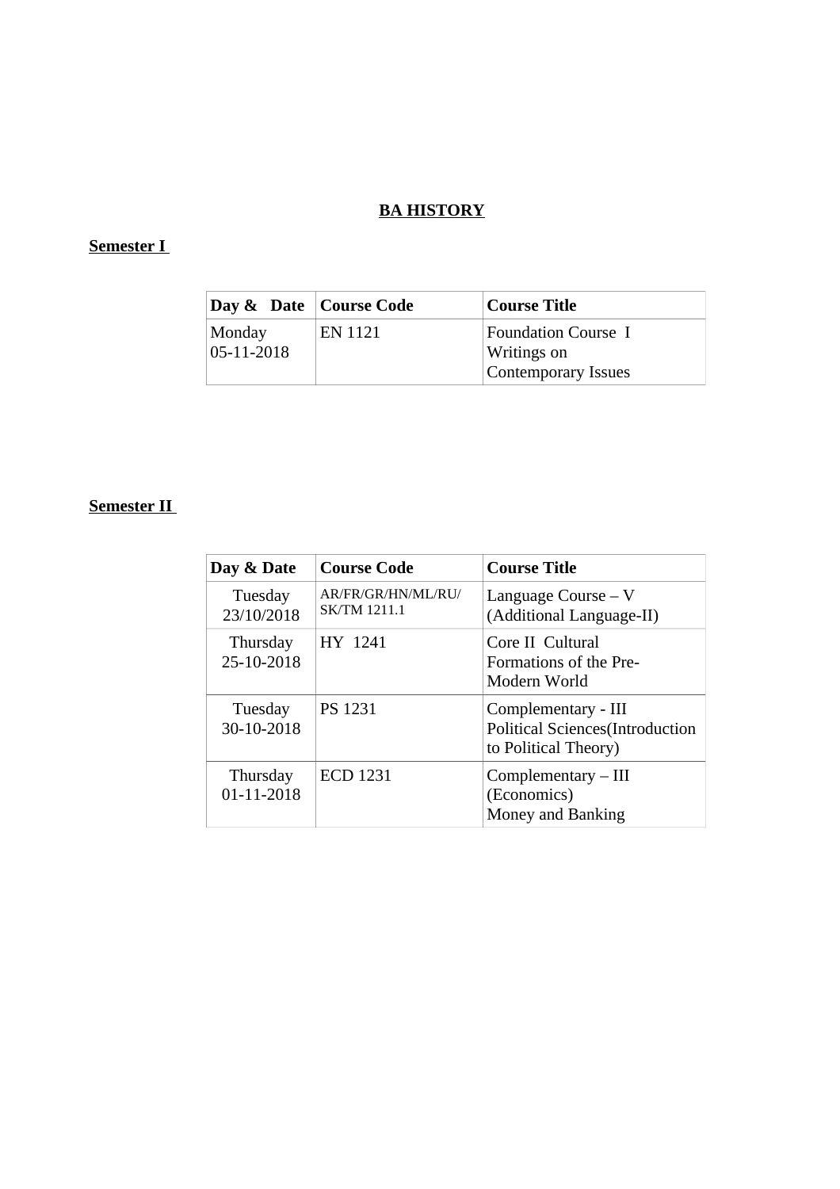## BA HISTORY

**Semester I**

| Day & Date | Course Code | Course Title |
|---|---|---|
| Monday 05-11-2018 | EN 1121 | Foundation Course I Writings on Contemporary Issues |

**Semester II**

| Day & Date | Course Code | Course Title |
|---|---|---|
| Tuesday 23/10/2018 | AR/FR/GR/HN/ML/RU/ SK/TM 1211.1 | Language Course – V (Additional Language-II) |
| Thursday 25-10-2018 | HY 1241 | Core II Cultural Formations of the Pre-Modern World |
| Tuesday 30-10-2018 | PS 1231 | Complementary - III Political Sciences(Introduction to Political Theory) |
| Thursday 01-11-2018 | ECD 1231 | Complementary – III (Economics) Money and Banking |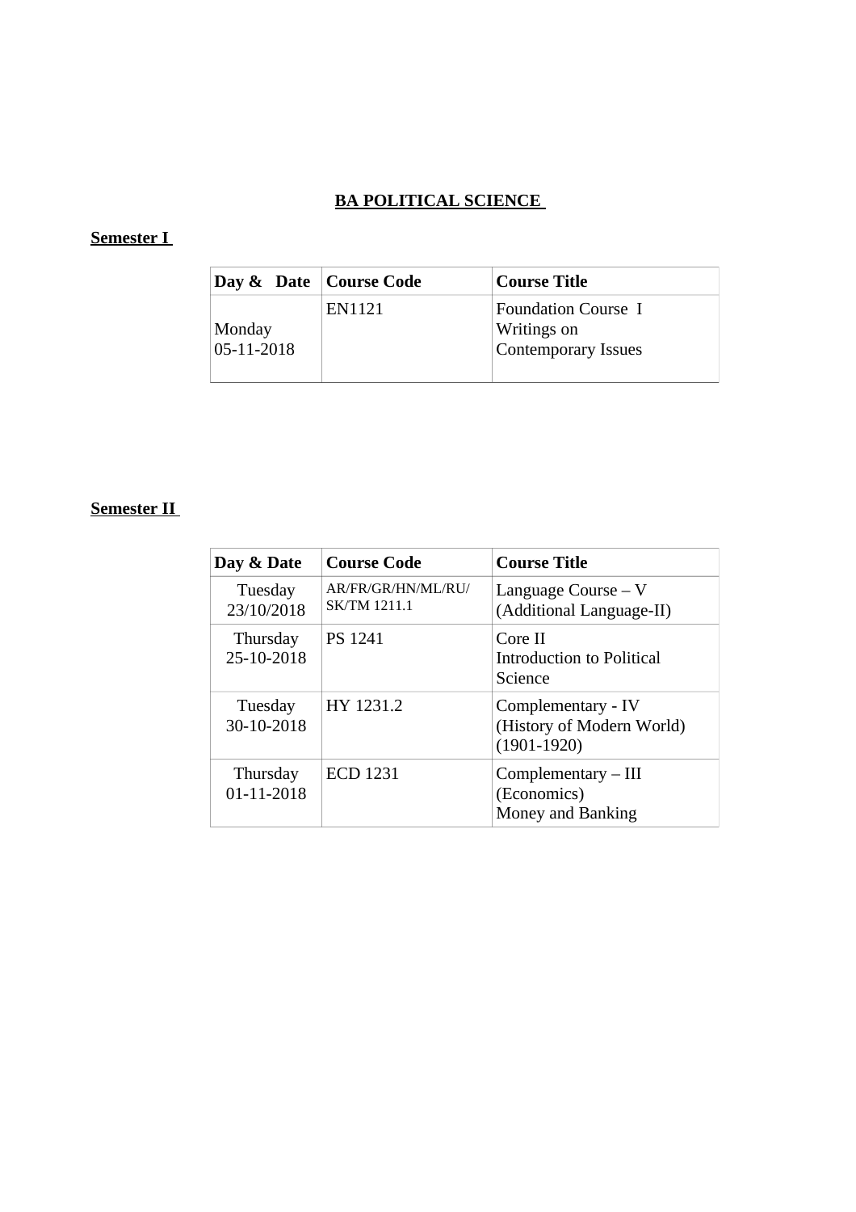# BA POLITICAL SCIENCE

## Semester I

| Day & Date | Course Code | Course Title |
|---|---|---|
| Monday 05-11-2018 | EN1121 | Foundation Course I Writings on Contemporary Issues |

## Semester II

| Day & Date | Course Code | Course Title |
|---|---|---|
| Tuesday 23/10/2018 | AR/FR/GR/HN/ML/RU/ SK/TM 1211.1 | Language Course – V (Additional Language-II) |
| Thursday 25-10-2018 | PS 1241 | Core II Introduction to Political Science |
| Tuesday 30-10-2018 | HY 1231.2 | Complementary - IV (History of Modern World) (1901-1920) |
| Thursday 01-11-2018 | ECD 1231 | Complementary – III (Economics) Money and Banking |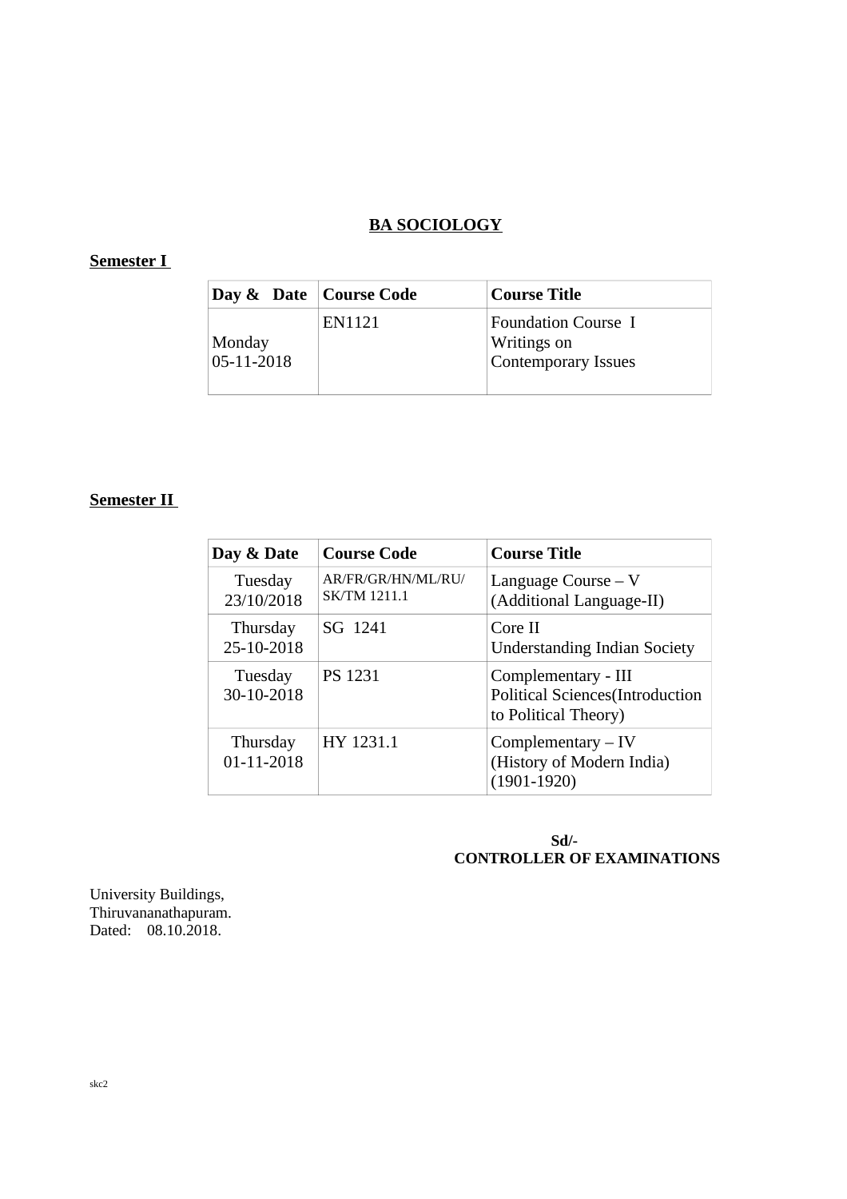## BA SOCIOLOGY

**Semester I**

| Day & Date | Course Code | Course Title |
|---|---|---|
| Monday 05-11-2018 | EN1121 | Foundation Course I Writings on Contemporary Issues |

**Semester II**

| Day & Date | Course Code | Course Title |
|---|---|---|
| Tuesday 23/10/2018 | AR/FR/GR/HN/ML/RU/ SK/TM 1211.1 | Language Course – V (Additional Language-II) |
| Thursday 25-10-2018 | SG 1241 | Core II Understanding Indian Society |
| Tuesday 30-10-2018 | PS 1231 | Complementary - III Political Sciences(Introduction to Political Theory) |
| Thursday 01-11-2018 | HY 1231.1 | Complementary – IV (History of Modern India) (1901-1920) |

**Sd/-**
**CONTROLLER OF EXAMINATIONS**

University Buildings,
Thiruvananathapuram.
Dated: 08.10.2018.

skc2